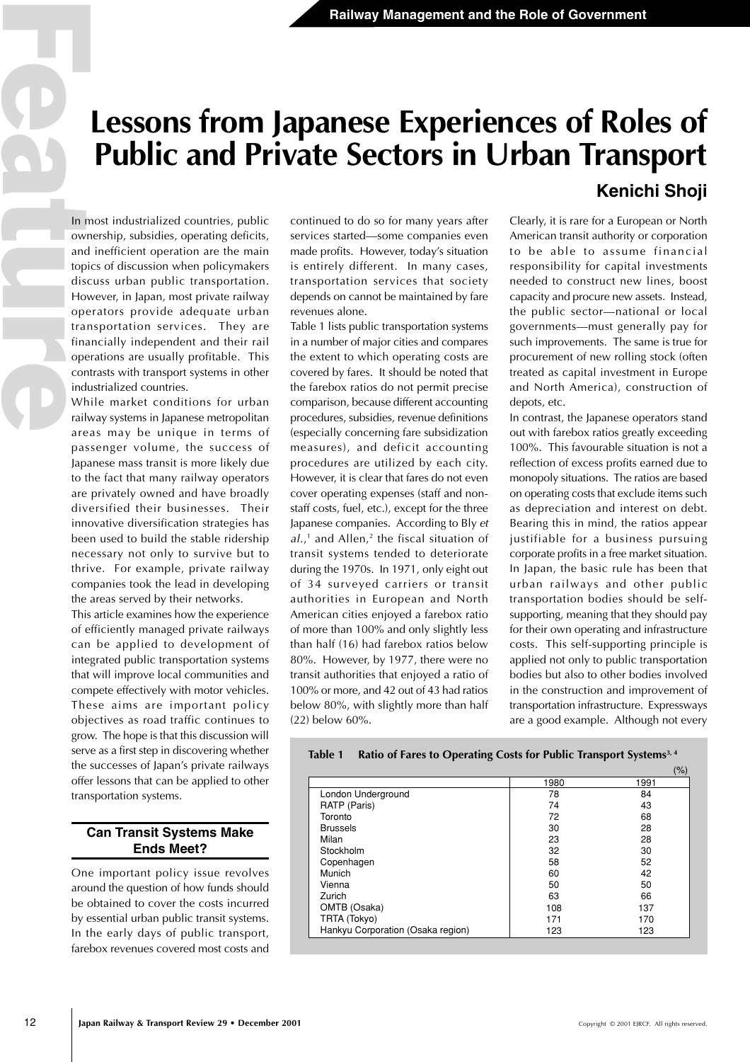# Lessons from Japanese Experiences of Roles of Public and Private Sectors in Urban Transport

**Kenichi Shoji**

In most industrialized countries, public ownership, subsidies, operating deficits, and inefficient operation are the main topics of discussion when policymakers discuss urban public transportation. However, in Japan, most private railway operators provide adequate urban transportation services. They are financially independent and their rail operations are usually profitable. This contrasts with transport systems in other industrialized countries.

While market conditions for urban railway systems in Japanese metropolitan areas may be unique in terms of passenger volume, the success of Japanese mass transit is more likely due to the fact that many railway operators are privately owned and have broadly diversified their businesses. Their innovative diversification strategies has been used to build the stable ridership necessary not only to survive but to thrive. For example, private railway companies took the lead in developing the areas served by their networks.

This article examines how the experience of efficiently managed private railways can be applied to development of integrated public transportation systems that will improve local communities and compete effectively with motor vehicles. These aims are important policy objectives as road traffic continues to grow. The hope is that this discussion will serve as a first step in discovering whether the successes of Japan's private railways offer lessons that can be applied to other transportation systems.

## Can Transit Systems Make Ends Meet?

One important policy issue revolves around the question of how funds should be obtained to cover the costs incurred by essential urban public transit systems. In the early days of public transport, farebox revenues covered most costs and continued to do so for many years after services started—some companies even made profits. However, today's situation is entirely different. In many cases, transportation services that society depends on cannot be maintained by fare revenues alone.

Table 1 lists public transportation systems in a number of major cities and compares the extent to which operating costs are covered by fares. It should be noted that the farebox ratios do not permit precise comparison, because different accounting procedures, subsidies, revenue definitions (especially concerning fare subsidization measures), and deficit accounting procedures are utilized by each city. However, it is clear that fares do not even cover operating expenses (staff and non-staff costs, fuel, etc.), except for the three Japanese companies. According to Bly *et al.*,[1] and Allen,[2] the fiscal situation of transit systems tended to deteriorate during the 1970s. In 1971, only eight out of 34 surveyed carriers or transit authorities in European and North American cities enjoyed a farebox ratio of more than 100% and only slightly less than half (16) had farebox ratios below 80%. However, by 1977, there were no transit authorities that enjoyed a ratio of 100% or more, and 42 out of 43 had ratios below 80%, with slightly more than half (22) below 60%.

Clearly, it is rare for a European or North American transit authority or corporation to be able to assume financial responsibility for capital investments needed to construct new lines, boost capacity and procure new assets. Instead, the public sector—national or local governments—must generally pay for such improvements. The same is true for procurement of new rolling stock (often treated as capital investment in Europe and North America), construction of depots, etc.

In contrast, the Japanese operators stand out with farebox ratios greatly exceeding 100%. This favourable situation is not a reflection of excess profits earned due to monopoly situations. The ratios are based on operating costs that exclude items such as depreciation and interest on debt. Bearing this in mind, the ratios appear justifiable for a business pursuing corporate profits in a free market situation. In Japan, the basic rule has been that urban railways and other public transportation bodies should be self-supporting, meaning that they should pay for their own operating and infrastructure costs. This self-supporting principle is applied not only to public transportation bodies but also to other bodies involved in the construction and improvement of transportation infrastructure. Expressways are a good example. Although not every

**Table 1 Ratio of Fares to Operating Costs for Public Transport Systems[3, 4]**

(%)

| | 1980 | 1991 |
|---|---|---|
| London Underground | 78 | 84 |
| RATP (Paris) | 74 | 43 |
| Toronto | 72 | 68 |
| Brussels | 30 | 28 |
| Milan | 23 | 28 |
| Stockholm | 32 | 30 |
| Copenhagen | 58 | 52 |
| Munich | 60 | 42 |
| Vienna | 50 | 50 |
| Zurich | 63 | 66 |
| OMTB (Osaka) | 108 | 137 |
| TRTA (Tokyo) | 171 | 170 |
| Hankyu Corporation (Osaka region) | 123 | 123 |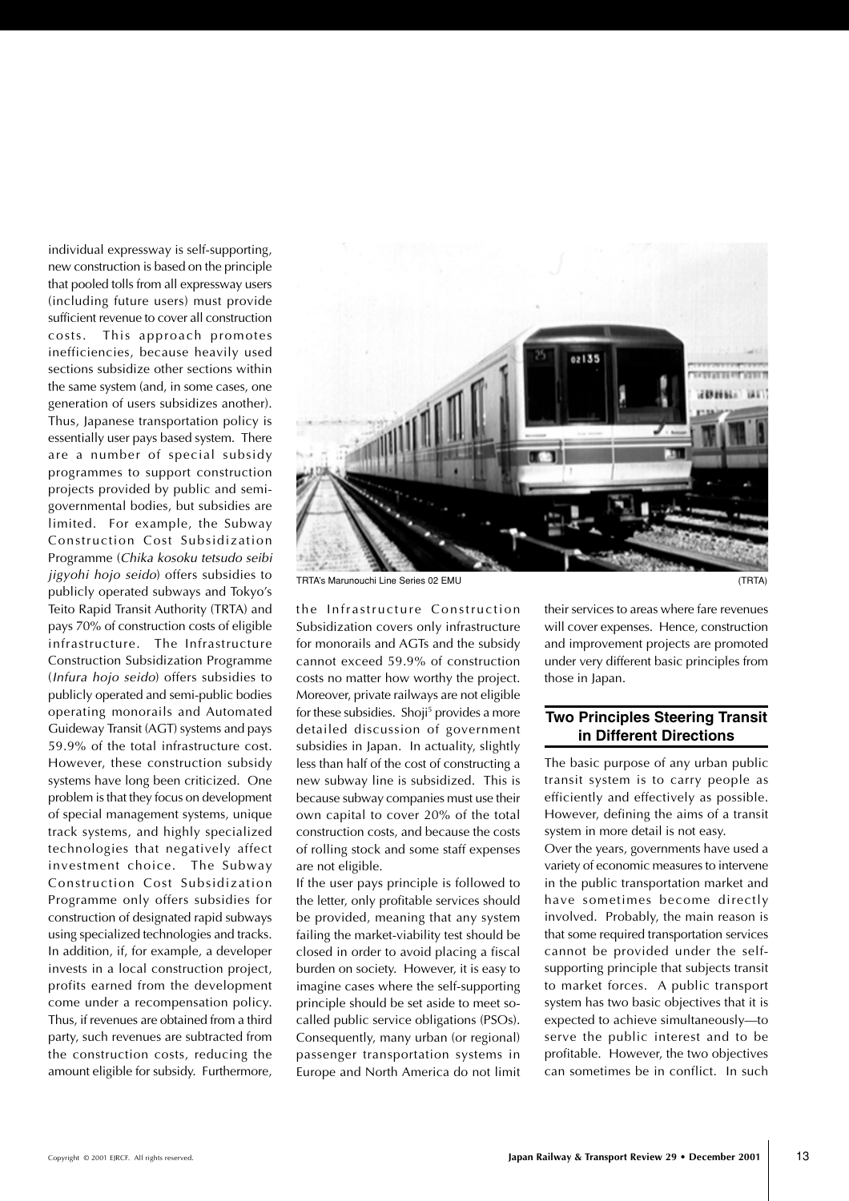individual expressway is self-supporting, new construction is based on the principle that pooled tolls from all expressway users (including future users) must provide sufficient revenue to cover all construction costs. This approach promotes inefficiencies, because heavily used sections subsidize other sections within the same system (and, in some cases, one generation of users subsidizes another). Thus, Japanese transportation policy is essentially user pays based system. There are a number of special subsidy programmes to support construction projects provided by public and semi-governmental bodies, but subsidies are limited. For example, the Subway Construction Cost Subsidization Programme (*Chika kosoku tetsudo seibi jigyohi hojo seido*) offers subsidies to publicly operated subways and Tokyo's Teito Rapid Transit Authority (TRTA) and pays 70% of construction costs of eligible infrastructure. The Infrastructure Construction Subsidization Programme (*Infura hojo seido*) offers subsidies to publicly operated and semi-public bodies operating monorails and Automated Guideway Transit (AGT) systems and pays 59.9% of the total infrastructure cost. However, these construction subsidy systems have long been criticized. One problem is that they focus on development of special management systems, unique track systems, and highly specialized technologies that negatively affect investment choice. The Subway Construction Cost Subsidization Programme only offers subsidies for construction of designated rapid subways using specialized technologies and tracks. In addition, if, for example, a developer invests in a local construction project, profits earned from the development come under a recompensation policy. Thus, if revenues are obtained from a third party, such revenues are subtracted from the construction costs, reducing the amount eligible for subsidy. Furthermore, the Infrastructure Construction Subsidization covers only infrastructure for monorails and AGTs and the subsidy cannot exceed 59.9% of construction costs no matter how worthy the project. Moreover, private railways are not eligible for these subsidies. Shoji[5] provides a more detailed discussion of government subsidies in Japan. In actuality, slightly less than half of the cost of constructing a new subway line is subsidized. This is because subway companies must use their own capital to cover 20% of the total construction costs, and because the costs of rolling stock and some staff expenses are not eligible.

TRTA's Marunouchi Line Series 02 EMU (TRTA)

If the user pays principle is followed to the letter, only profitable services should be provided, meaning that any system failing the market-viability test should be closed in order to avoid placing a fiscal burden on society. However, it is easy to imagine cases where the self-supporting principle should be set aside to meet so-called public service obligations (PSOs). Consequently, many urban (or regional) passenger transportation systems in Europe and North America do not limit their services to areas where fare revenues will cover expenses. Hence, construction and improvement projects are promoted under very different basic principles from those in Japan.

## Two Principles Steering Transit in Different Directions

The basic purpose of any urban public transit system is to carry people as efficiently and effectively as possible. However, defining the aims of a transit system in more detail is not easy.

Over the years, governments have used a variety of economic measures to intervene in the public transportation market and have sometimes become directly involved. Probably, the main reason is that some required transportation services cannot be provided under the self-supporting principle that subjects transit to market forces. A public transport system has two basic objectives that it is expected to achieve simultaneously—to serve the public interest and to be profitable. However, the two objectives can sometimes be in conflict. In such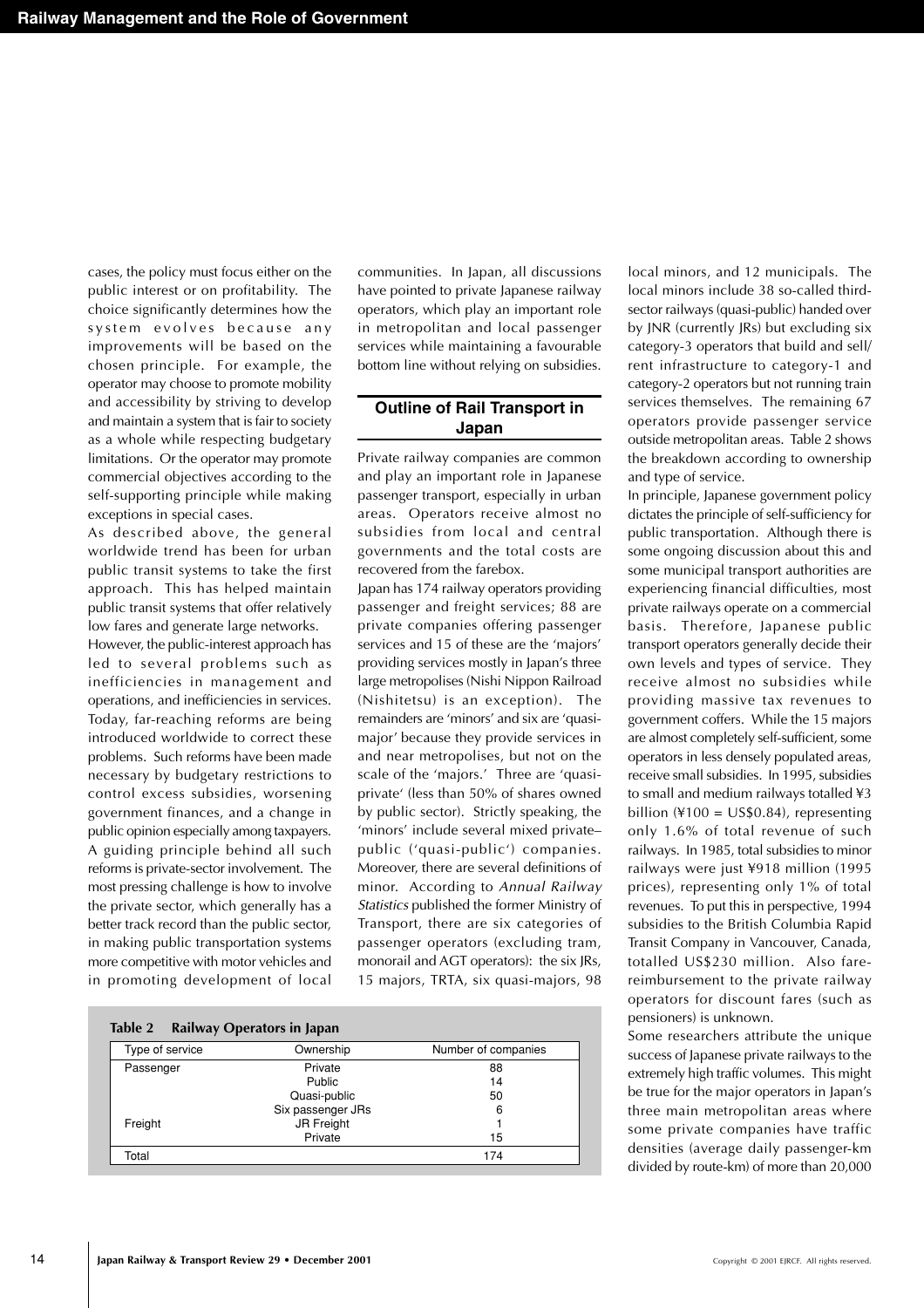cases, the policy must focus either on the public interest or on profitability. The choice significantly determines how the system evolves because any improvements will be based on the chosen principle. For example, the operator may choose to promote mobility and accessibility by striving to develop and maintain a system that is fair to society as a whole while respecting budgetary limitations. Or the operator may promote commercial objectives according to the self-supporting principle while making exceptions in special cases.

As described above, the general worldwide trend has been for urban public transit systems to take the first approach. This has helped maintain public transit systems that offer relatively low fares and generate large networks.

However, the public-interest approach has led to several problems such as inefficiencies in management and operations, and inefficiencies in services. Today, far-reaching reforms are being introduced worldwide to correct these problems. Such reforms have been made necessary by budgetary restrictions to control excess subsidies, worsening government finances, and a change in public opinion especially among taxpayers. A guiding principle behind all such reforms is private-sector involvement. The most pressing challenge is how to involve the private sector, which generally has a better track record than the public sector, in making public transportation systems more competitive with motor vehicles and in promoting development of local communities. In Japan, all discussions have pointed to private Japanese railway operators, which play an important role in metropolitan and local passenger services while maintaining a favourable bottom line without relying on subsidies.

## Outline of Rail Transport in Japan

Private railway companies are common and play an important role in Japanese passenger transport, especially in urban areas. Operators receive almost no subsidies from local and central governments and the total costs are recovered from the farebox.

Japan has 174 railway operators providing passenger and freight services; 88 are private companies offering passenger services and 15 of these are the 'majors' providing services mostly in Japan's three large metropolises (Nishi Nippon Railroad (Nishitetsu) is an exception). The remainders are 'minors' and six are 'quasi-major' because they provide services in and near metropolises, but not on the scale of the 'majors.' Three are 'quasi-private' (less than 50% of shares owned by public sector). Strictly speaking, the 'minors' include several mixed private–public ('quasi-public') companies. Moreover, there are several definitions of minor. According to *Annual Railway Statistics* published the former Ministry of Transport, there are six categories of passenger operators (excluding tram, monorail and AGT operators): the six JRs, 15 majors, TRTA, six quasi-majors, 98 local minors, and 12 municipals. The local minors include 38 so-called third-sector railways (quasi-public) handed over by JNR (currently JRs) but excluding six category-3 operators that build and sell/rent infrastructure to category-1 and category-2 operators but not running train services themselves. The remaining 67 operators provide passenger service outside metropolitan areas. Table 2 shows the breakdown according to ownership and type of service.

**Table 2 Railway Operators in Japan**

| Type of service | Ownership | Number of companies |
|---|---|---|
| Passenger | Private | 88 |
| | Public | 14 |
| | Quasi-public | 50 |
| | Six passenger JRs | 6 |
| Freight | JR Freight | 1 |
| | Private | 15 |
| Total | | 174 |

In principle, Japanese government policy dictates the principle of self-sufficiency for public transportation. Although there is some ongoing discussion about this and some municipal transport authorities are experiencing financial difficulties, most private railways operate on a commercial basis. Therefore, Japanese public transport operators generally decide their own levels and types of service. They receive almost no subsidies while providing massive tax revenues to government coffers. While the 15 majors are almost completely self-sufficient, some operators in less densely populated areas, receive small subsidies. In 1995, subsidies to small and medium railways totalled ¥3 billion (¥100 = US$0.84), representing only 1.6% of total revenue of such railways. In 1985, total subsidies to minor railways were just ¥918 million (1995 prices), representing only 1% of total revenues. To put this in perspective, 1994 subsidies to the British Columbia Rapid Transit Company in Vancouver, Canada, totalled US$230 million. Also fare-reimbursement to the private railway operators for discount fares (such as pensioners) is unknown.

Some researchers attribute the unique success of Japanese private railways to the extremely high traffic volumes. This might be true for the major operators in Japan's three main metropolitan areas where some private companies have traffic densities (average daily passenger-km divided by route-km) of more than 20,000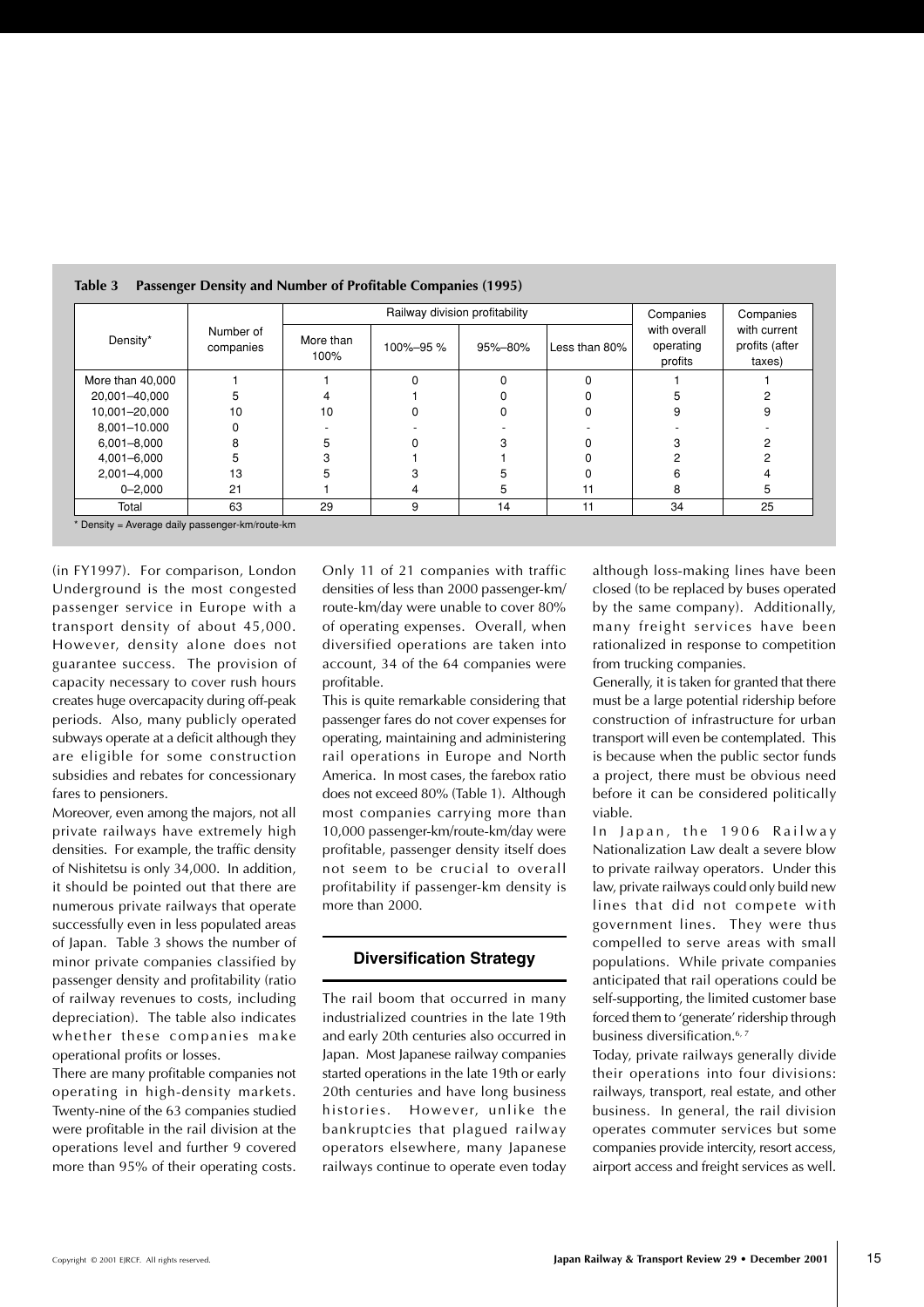**Table 3 Passenger Density and Number of Profitable Companies (1995)**

| Density* | Number of companies | Railway division profitability | | | | Companies with overall operating profits | Companies with current profits (after taxes) |
|---|---|---|---|---|---|---|---|
| | | More than 100% | 100%–95 % | 95%–80% | Less than 80% | | |
| More than 40,000 | 1 | 1 | 0 | 0 | 0 | 1 | 1 |
| 20,001–40,000 | 5 | 4 | 1 | 0 | 0 | 5 | 2 |
| 10,001–20,000 | 10 | 10 | 0 | 0 | 0 | 9 | 9 |
| 8,001–10.000 | 0 | - | - | - | - | - | - |
| 6,001–8,000 | 8 | 5 | 0 | 3 | 0 | 3 | 2 |
| 4,001–6,000 | 5 | 3 | 1 | 1 | 0 | 2 | 2 |
| 2,001–4,000 | 13 | 5 | 3 | 5 | 0 | 6 | 4 |
| 0–2,000 | 21 | 1 | 4 | 5 | 11 | 8 | 5 |
| Total | 63 | 29 | 9 | 14 | 11 | 34 | 25 |

\* Density = Average daily passenger-km/route-km

(in FY1997). For comparison, London Underground is the most congested passenger service in Europe with a transport density of about 45,000. However, density alone does not guarantee success. The provision of capacity necessary to cover rush hours creates huge overcapacity during off-peak periods. Also, many publicly operated subways operate at a deficit although they are eligible for some construction subsidies and rebates for concessionary fares to pensioners.

Moreover, even among the majors, not all private railways have extremely high densities. For example, the traffic density of Nishitetsu is only 34,000. In addition, it should be pointed out that there are numerous private railways that operate successfully even in less populated areas of Japan. Table 3 shows the number of minor private companies classified by passenger density and profitability (ratio of railway revenues to costs, including depreciation). The table also indicates whether these companies make operational profits or losses.

There are many profitable companies not operating in high-density markets. Twenty-nine of the 63 companies studied were profitable in the rail division at the operations level and further 9 covered more than 95% of their operating costs. Only 11 of 21 companies with traffic densities of less than 2000 passenger-km/route-km/day were unable to cover 80% of operating expenses. Overall, when diversified operations are taken into account, 34 of the 64 companies were profitable.

This is quite remarkable considering that passenger fares do not cover expenses for operating, maintaining and administering rail operations in Europe and North America. In most cases, the farebox ratio does not exceed 80% (Table 1). Although most companies carrying more than 10,000 passenger-km/route-km/day were profitable, passenger density itself does not seem to be crucial to overall profitability if passenger-km density is more than 2000.

## Diversification Strategy

The rail boom that occurred in many industrialized countries in the late 19th and early 20th centuries also occurred in Japan. Most Japanese railway companies started operations in the late 19th or early 20th centuries and have long business histories. However, unlike the bankruptcies that plagued railway operators elsewhere, many Japanese railways continue to operate even today although loss-making lines have been closed (to be replaced by buses operated by the same company). Additionally, many freight services have been rationalized in response to competition from trucking companies.

Generally, it is taken for granted that there must be a large potential ridership before construction of infrastructure for urban transport will even be contemplated. This is because when the public sector funds a project, there must be obvious need before it can be considered politically viable.

In Japan, the 1906 Railway Nationalization Law dealt a severe blow to private railway operators. Under this law, private railways could only build new lines that did not compete with government lines. They were thus compelled to serve areas with small populations. While private companies anticipated that rail operations could be self-supporting, the limited customer base forced them to 'generate' ridership through business diversification.[6, 7]

Today, private railways generally divide their operations into four divisions: railways, transport, real estate, and other business. In general, the rail division operates commuter services but some companies provide intercity, resort access, airport access and freight services as well.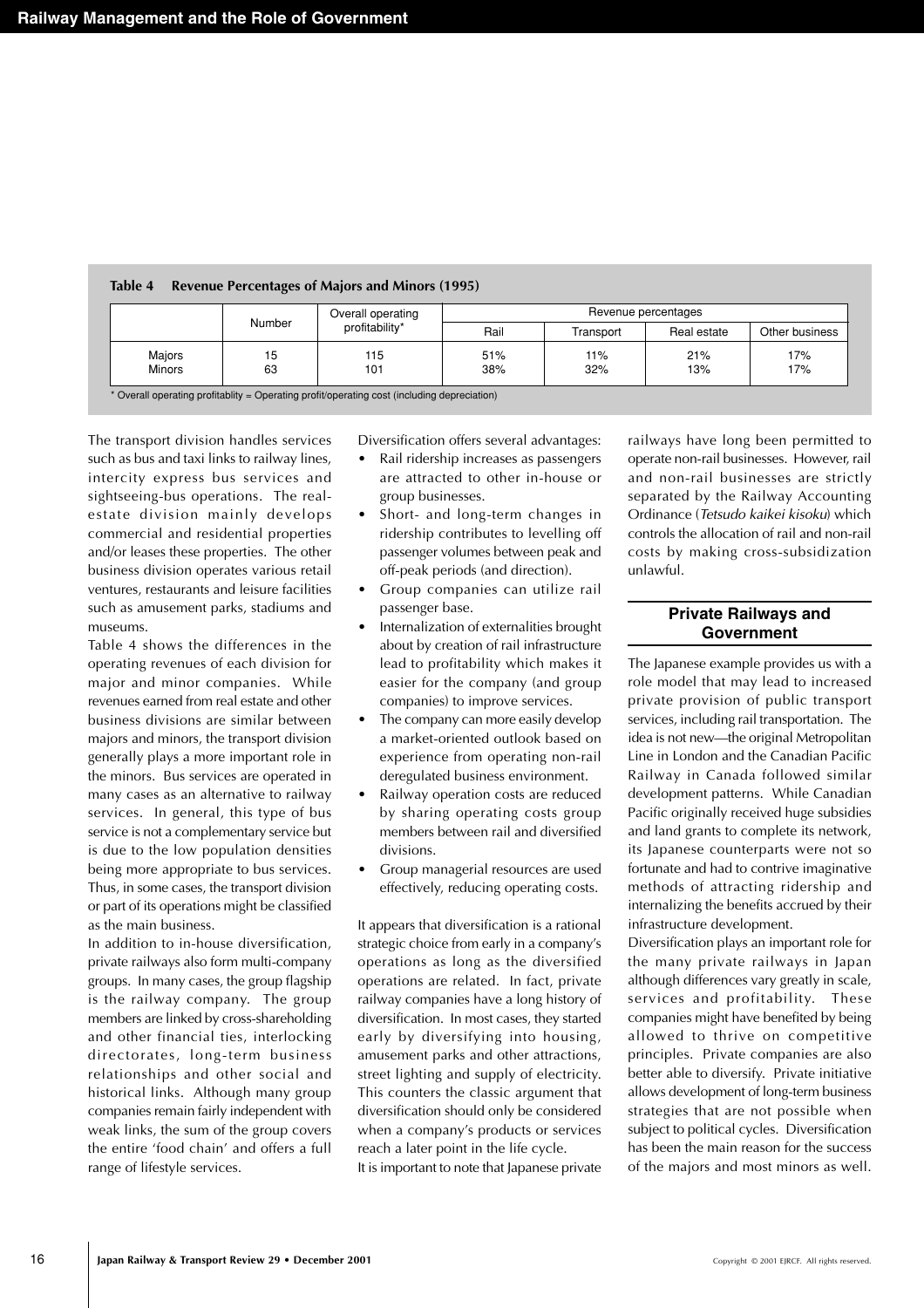**Table 4 Revenue Percentages of Majors and Minors (1995)**

| | Number | Overall operating profitability* | Revenue percentages | | | |
|---|---|---|---|---|---|---|
| | | | Rail | Transport | Real estate | Other business |
| Majors | 15 | 115 | 51% | 11% | 21% | 17% |
| Minors | 63 | 101 | 38% | 32% | 13% | 17% |

\* Overall operating profitablity = Operating profit/operating cost (including depreciation)

The transport division handles services such as bus and taxi links to railway lines, intercity express bus services and sightseeing-bus operations. The real-estate division mainly develops commercial and residential properties and/or leases these properties. The other business division operates various retail ventures, restaurants and leisure facilities such as amusement parks, stadiums and museums.

Table 4 shows the differences in the operating revenues of each division for major and minor companies. While revenues earned from real estate and other business divisions are similar between majors and minors, the transport division generally plays a more important role in the minors. Bus services are operated in many cases as an alternative to railway services. In general, this type of bus service is not a complementary service but is due to the low population densities being more appropriate to bus services. Thus, in some cases, the transport division or part of its operations might be classified as the main business.

In addition to in-house diversification, private railways also form multi-company groups. In many cases, the group flagship is the railway company. The group members are linked by cross-shareholding and other financial ties, interlocking directorates, long-term business relationships and other social and historical links. Although many group companies remain fairly independent with weak links, the sum of the group covers the entire 'food chain' and offers a full range of lifestyle services.

Diversification offers several advantages:

- Rail ridership increases as passengers are attracted to other in-house or group businesses.
- Short- and long-term changes in ridership contributes to levelling off passenger volumes between peak and off-peak periods (and direction).
- Group companies can utilize rail passenger base.
- Internalization of externalities brought about by creation of rail infrastructure lead to profitability which makes it easier for the company (and group companies) to improve services.
- The company can more easily develop a market-oriented outlook based on experience from operating non-rail deregulated business environment.
- Railway operation costs are reduced by sharing operating costs group members between rail and diversified divisions.
- Group managerial resources are used effectively, reducing operating costs.

It appears that diversification is a rational strategic choice from early in a company's operations as long as the diversified operations are related. In fact, private railway companies have a long history of diversification. In most cases, they started early by diversifying into housing, amusement parks and other attractions, street lighting and supply of electricity. This counters the classic argument that diversification should only be considered when a company's products or services reach a later point in the life cycle.

It is important to note that Japanese private railways have long been permitted to operate non-rail businesses. However, rail and non-rail businesses are strictly separated by the Railway Accounting Ordinance (*Tetsudo kaikei kisoku*) which controls the allocation of rail and non-rail costs by making cross-subsidization unlawful.

## Private Railways and Government

The Japanese example provides us with a role model that may lead to increased private provision of public transport services, including rail transportation. The idea is not new—the original Metropolitan Line in London and the Canadian Pacific Railway in Canada followed similar development patterns. While Canadian Pacific originally received huge subsidies and land grants to complete its network, its Japanese counterparts were not so fortunate and had to contrive imaginative methods of attracting ridership and internalizing the benefits accrued by their infrastructure development.

Diversification plays an important role for the many private railways in Japan although differences vary greatly in scale, services and profitability. These companies might have benefited by being allowed to thrive on competitive principles. Private companies are also better able to diversify. Private initiative allows development of long-term business strategies that are not possible when subject to political cycles. Diversification has been the main reason for the success of the majors and most minors as well.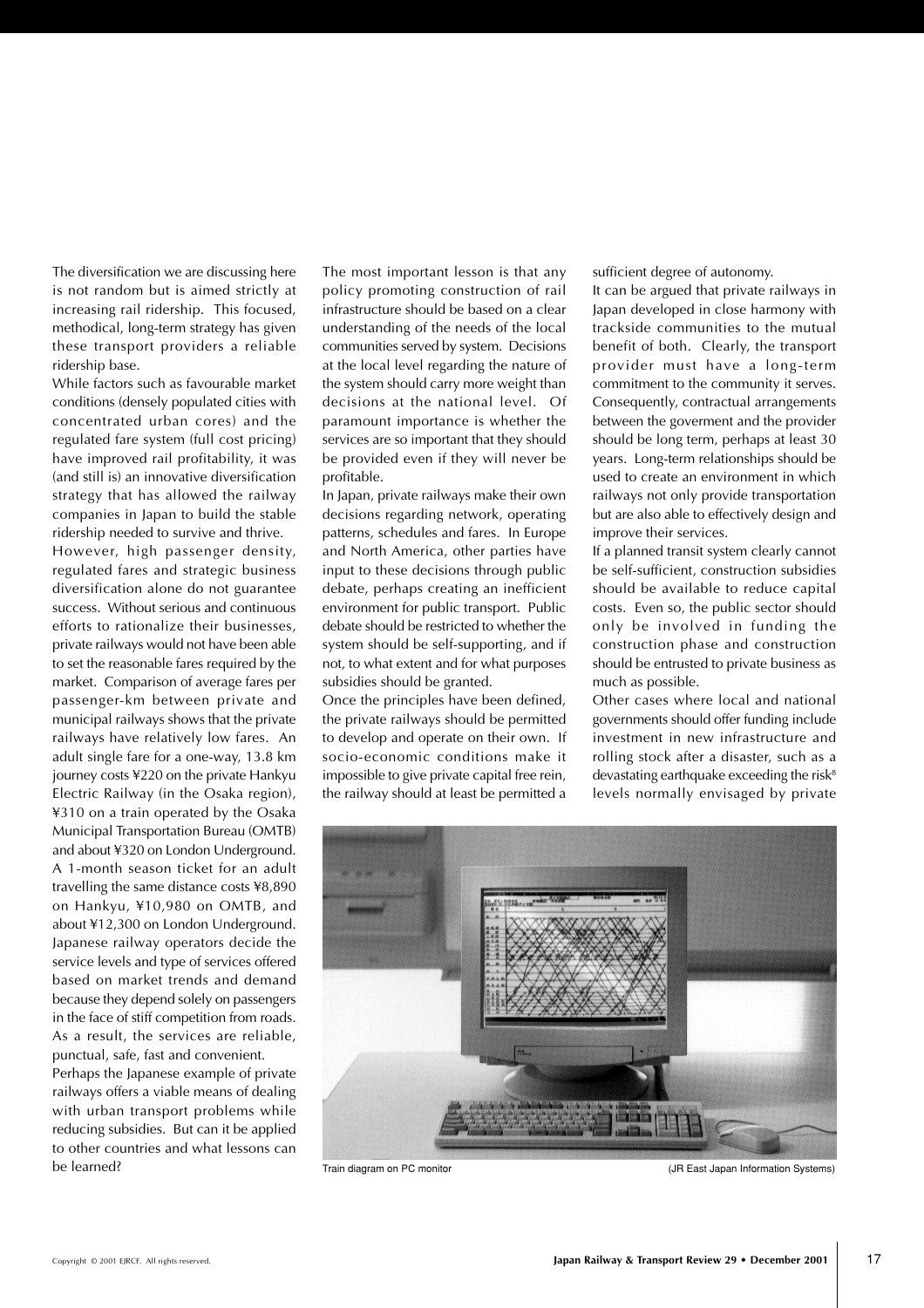The diversification we are discussing here is not random but is aimed strictly at increasing rail ridership. This focused, methodical, long-term strategy has given these transport providers a reliable ridership base.

While factors such as favourable market conditions (densely populated cities with concentrated urban cores) and the regulated fare system (full cost pricing) have improved rail profitability, it was (and still is) an innovative diversification strategy that has allowed the railway companies in Japan to build the stable ridership needed to survive and thrive.

However, high passenger density, regulated fares and strategic business diversification alone do not guarantee success. Without serious and continuous efforts to rationalize their businesses, private railways would not have been able to set the reasonable fares required by the market. Comparison of average fares per passenger-km between private and municipal railways shows that the private railways have relatively low fares. An adult single fare for a one-way, 13.8 km journey costs ¥220 on the private Hankyu Electric Railway (in the Osaka region), ¥310 on a train operated by the Osaka Municipal Transportation Bureau (OMTB) and about ¥320 on London Underground. A 1-month season ticket for an adult travelling the same distance costs ¥8,890 on Hankyu, ¥10,980 on OMTB, and about ¥12,300 on London Underground. Japanese railway operators decide the service levels and type of services offered based on market trends and demand because they depend solely on passengers in the face of stiff competition from roads. As a result, the services are reliable, punctual, safe, fast and convenient.

Perhaps the Japanese example of private railways offers a viable means of dealing with urban transport problems while reducing subsidies. But can it be applied to other countries and what lessons can be learned?

The most important lesson is that any policy promoting construction of rail infrastructure should be based on a clear understanding of the needs of the local communities served by system. Decisions at the local level regarding the nature of the system should carry more weight than decisions at the national level. Of paramount importance is whether the services are so important that they should be provided even if they will never be profitable.

In Japan, private railways make their own decisions regarding network, operating patterns, schedules and fares. In Europe and North America, other parties have input to these decisions through public debate, perhaps creating an inefficient environment for public transport. Public debate should be restricted to whether the system should be self-supporting, and if not, to what extent and for what purposes subsidies should be granted.

Once the principles have been defined, the private railways should be permitted to develop and operate on their own. If socio-economic conditions make it impossible to give private capital free rein, the railway should at least be permitted a sufficient degree of autonomy.

It can be argued that private railways in Japan developed in close harmony with trackside communities to the mutual benefit of both. Clearly, the transport provider must have a long-term commitment to the community it serves. Consequently, contractual arrangements between the goverment and the provider should be long term, perhaps at least 30 years. Long-term relationships should be used to create an environment in which railways not only provide transportation but are also able to effectively design and improve their services.

If a planned transit system clearly cannot be self-sufficient, construction subsidies should be available to reduce capital costs. Even so, the public sector should only be involved in funding the construction phase and construction should be entrusted to private business as much as possible.

Other cases where local and national governments should offer funding include investment in new infrastructure and rolling stock after a disaster, such as a devastating earthquake exceeding the risk[8] levels normally envisaged by private

Train diagram on PC monitor (JR East Japan Information Systems)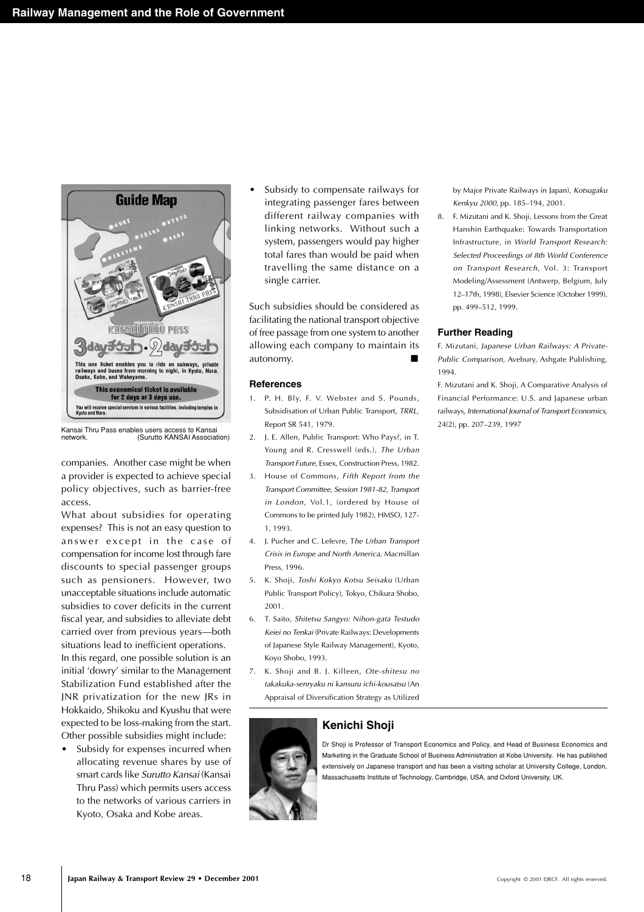Kansai Thru Pass enables users access to Kansai network. (Surutto KANSAI Association)

companies. Another case might be when a provider is expected to achieve special policy objectives, such as barrier-free access.

What about subsidies for operating expenses? This is not an easy question to answer except in the case of compensation for income lost through fare discounts to special passenger groups such as pensioners. However, two unacceptable situations include automatic subsidies to cover deficits in the current fiscal year, and subsidies to alleviate debt carried over from previous years—both situations lead to inefficient operations.

In this regard, one possible solution is an initial 'dowry' similar to the Management Stabilization Fund established after the JNR privatization for the new JRs in Hokkaido, Shikoku and Kyushu that were expected to be loss-making from the start. Other possible subsidies might include:

- Subsidy for expenses incurred when allocating revenue shares by use of smart cards like *Surutto Kansai* (Kansai Thru Pass) which permits users access to the networks of various carriers in Kyoto, Osaka and Kobe areas.
- Subsidy to compensate railways for integrating passenger fares between different railway companies with linking networks. Without such a system, passengers would pay higher total fares than would be paid when travelling the same distance on a single carrier.

Such subsidies should be considered as facilitating the national transport objective of free passage from one system to another allowing each company to maintain its autonomy. ■

## References

1. P. H. Bly, F. V. Webster and S. Pounds, Subsidisation of Urban Public Transport, *TRRL*, Report SR 541, 1979.
2. J. E. Allen, Public Transport: Who Pays?, in T. Young and R. Cresswell (eds.), *The Urban Transport Future*, Essex, Construction Press, 1982.
3. House of Commons, *Fifth Report from the Transport Committee, Session 1981-82, Transport in London,* Vol.1, (ordered by House of Commons to be printed July 1982), HMSO, 127-1, 1993.
4. J. Pucher and C. Lefevre, T*he Urban Transport Crisis in Europe and North America*, Macmillan Press, 1996.
5. K. Shoji, *Toshi Kokyo Kotsu Seisaku* (Urban Public Transport Policy), Tokyo, Chikura Shobo, 2001.
6. T. Saito, *Shitetsu Sangyo: Nihon-gata Testudo Keiei no Tenkai* (Private Railways: Developments of Japanese Style Railway Management), Kyoto, Koyo Shobo, 1993.
7. K. Shoji and B. J. Killeen, *Ote-shitesu no takakuka-senryaku ni kansuru ichi-kousatsu* (An Appraisal of Diversification Strategy as Utilized by Major Private Railways in Japan), *Kotsugaku Kenkyu 2000*, pp. 185–194, 2001.
8. F. Mizutani and K. Shoji, Lessons from the Great Hanshin Earthquake: Towards Transportation Infrastructure, in *World Transport Research: Selected Proceedings of 8th World Conference on Transport Research*, Vol. 3: Transport Modeling/Assessment (Antwerp, Belgium, July 12–17th, 1998), Elsevier Science (October 1999), pp. 499–512, 1999.

## Further Reading

F. Mizutani, *Japanese Urban Railways: A Private-Public Comparison*, Avebury, Ashgate Publishing, 1994.

F. Mizutani and K. Shoji, A Comparative Analysis of Financial Performance: U.S. and Japanese urban railways, *International Journal of Transport Economics*, 24(2), pp. 207–239, 1997

## Kenichi Shoji

Dr Shoji is Professor of Transport Economics and Policy, and Head of Business Economics and Marketing in the Graduate School of Business Administration at Kobe University. He has published extensively on Japanese transport and has been a visiting scholar at University College, London, Massachusetts Institute of Technology, Cambridge, USA, and Oxford University, UK.